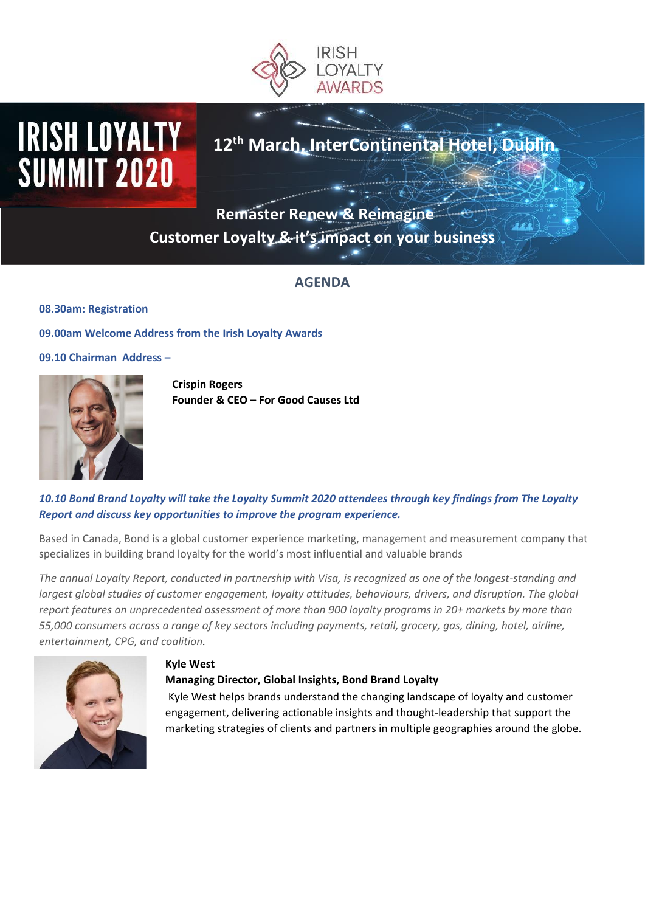IRISH LOYALTY AWARDS

# IRISH LOYALTY SUMMIT 2020

## 12th March, InterContinental Hotel, Dublin

**Remaster Renew & Reimagine**
**Customer Loyalty & it's impact on your business**

## AGENDA

**08.30am: Registration**

**09.00am Welcome Address from the Irish Loyalty Awards**

**09.10 Chairman Address –**

**Crispin Rogers**
**Founder & CEO – For Good Causes Ltd**

***10.10 Bond Brand Loyalty will take the Loyalty Summit 2020 attendees through key findings from The Loyalty Report and discuss key opportunities to improve the program experience.***

Based in Canada, Bond is a global customer experience marketing, management and measurement company that specializes in building brand loyalty for the world's most influential and valuable brands

*The annual Loyalty Report, conducted in partnership with Visa, is recognized as one of the longest-standing and largest global studies of customer engagement, loyalty attitudes, behaviours, drivers, and disruption. The global report features an unprecedented assessment of more than 900 loyalty programs in 20+ markets by more than 55,000 consumers across a range of key sectors including payments, retail, grocery, gas, dining, hotel, airline, entertainment, CPG, and coalition.*

**Kyle West**
**Managing Director, Global Insights, Bond Brand Loyalty**
Kyle West helps brands understand the changing landscape of loyalty and customer engagement, delivering actionable insights and thought-leadership that support the marketing strategies of clients and partners in multiple geographies around the globe.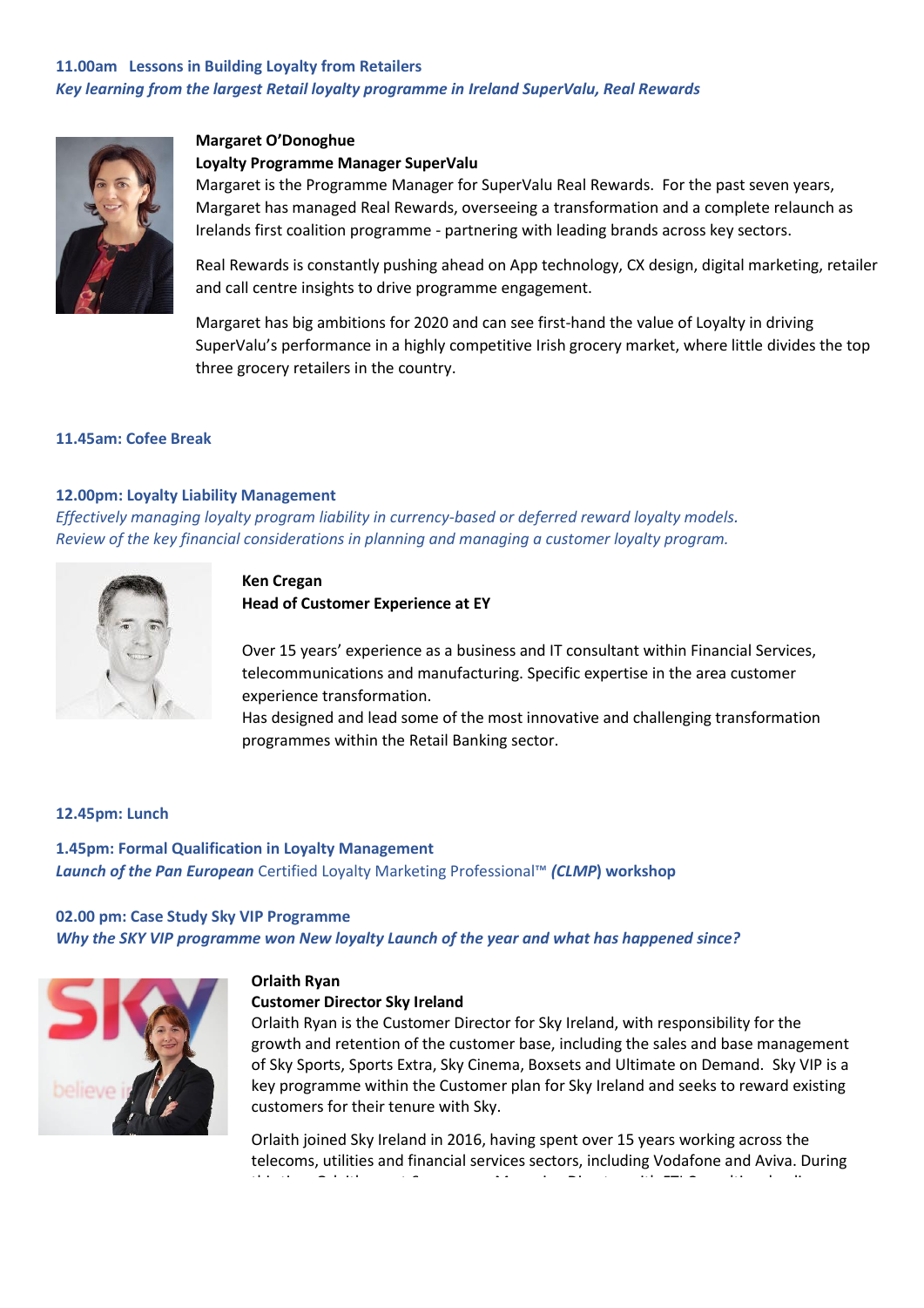**11.00am Lessons in Building Loyalty from Retailers**

***Key learning from the largest Retail loyalty programme in Ireland SuperValu, Real Rewards***

**Margaret O'Donoghue**
**Loyalty Programme Manager SuperValu**

Margaret is the Programme Manager for SuperValu Real Rewards. For the past seven years, Margaret has managed Real Rewards, overseeing a transformation and a complete relaunch as Irelands first coalition programme - partnering with leading brands across key sectors.

Real Rewards is constantly pushing ahead on App technology, CX design, digital marketing, retailer and call centre insights to drive programme engagement.

Margaret has big ambitions for 2020 and can see first-hand the value of Loyalty in driving SuperValu's performance in a highly competitive Irish grocery market, where little divides the top three grocery retailers in the country.

**11.45am: Cofee Break**

**12.00pm: Loyalty Liability Management**

*Effectively managing loyalty program liability in currency-based or deferred reward loyalty models.*
*Review of the key financial considerations in planning and managing a customer loyalty program.*

**Ken Cregan**
**Head of Customer Experience at EY**

Over 15 years' experience as a business and IT consultant within Financial Services, telecommunications and manufacturing. Specific expertise in the area customer experience transformation.
Has designed and lead some of the most innovative and challenging transformation programmes within the Retail Banking sector.

**12.45pm: Lunch**

**1.45pm: Formal Qualification in Loyalty Management**

***Launch of the Pan European*** Certified Loyalty Marketing Professional™ ***(CLMP)* workshop**

**02.00 pm: Case Study Sky VIP Programme**

***Why the SKY VIP programme won New loyalty Launch of the year and what has happened since?***

**Orlaith Ryan**
**Customer Director Sky Ireland**

Orlaith Ryan is the Customer Director for Sky Ireland, with responsibility for the growth and retention of the customer base, including the sales and base management of Sky Sports, Sports Extra, Sky Cinema, Boxsets and Ultimate on Demand. Sky VIP is a key programme within the Customer plan for Sky Ireland and seeks to reward existing customers for their tenure with Sky.

Orlaith joined Sky Ireland in 2016, having spent over 15 years working across the telecoms, utilities and financial services sectors, including Vodafone and Aviva. During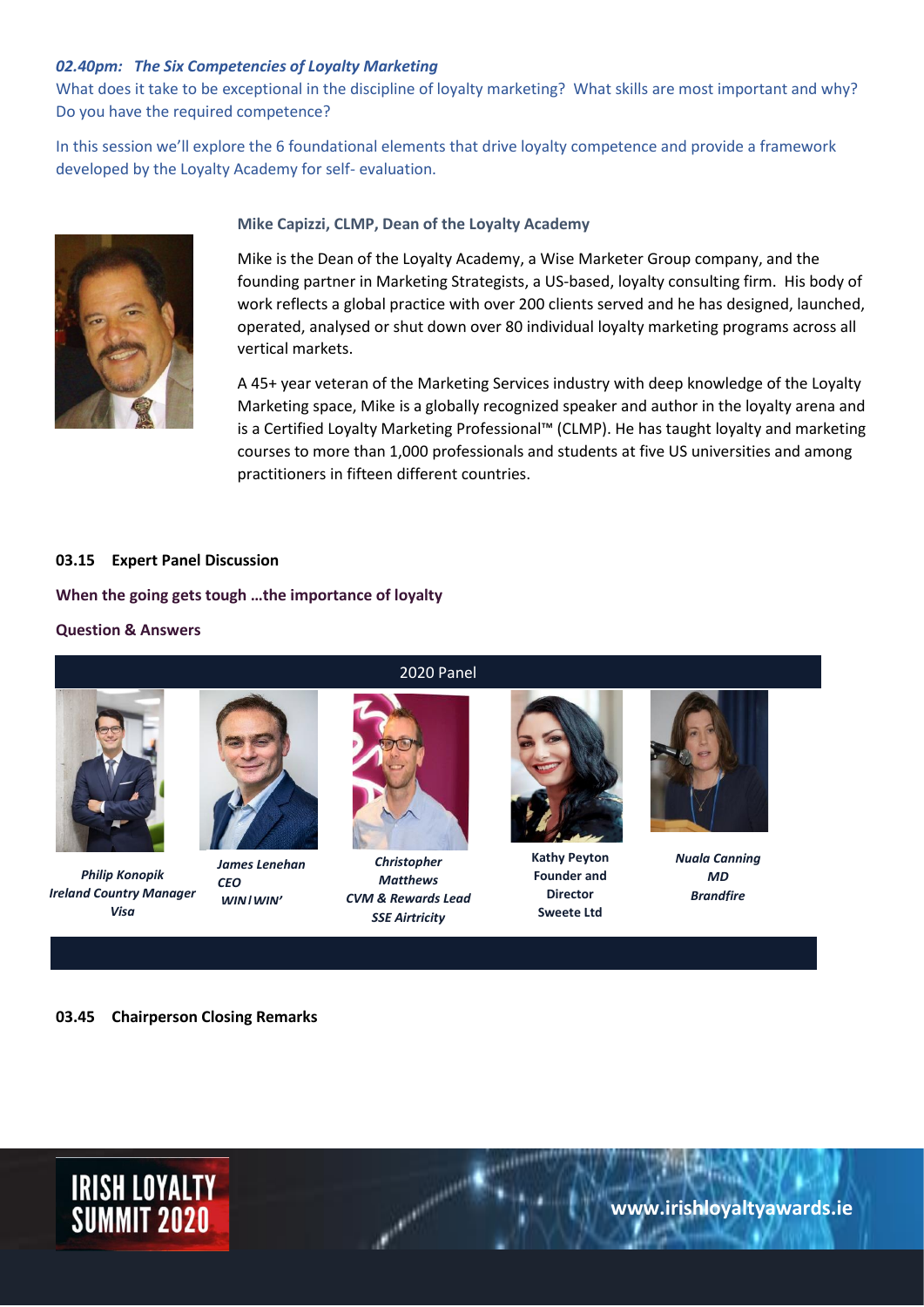***02.40pm: The Six Competencies of Loyalty Marketing***

What does it take to be exceptional in the discipline of loyalty marketing? What skills are most important and why? Do you have the required competence?

In this session we'll explore the 6 foundational elements that drive loyalty competence and provide a framework developed by the Loyalty Academy for self- evaluation.

**Mike Capizzi, CLMP, Dean of the Loyalty Academy**

Mike is the Dean of the Loyalty Academy, a Wise Marketer Group company, and the founding partner in Marketing Strategists, a US-based, loyalty consulting firm. His body of work reflects a global practice with over 200 clients served and he has designed, launched, operated, analysed or shut down over 80 individual loyalty marketing programs across all vertical markets.

A 45+ year veteran of the Marketing Services industry with deep knowledge of the Loyalty Marketing space, Mike is a globally recognized speaker and author in the loyalty arena and is a Certified Loyalty Marketing Professional™ (CLMP). He has taught loyalty and marketing courses to more than 1,000 professionals and students at five US universities and among practitioners in fifteen different countries.

**03.15 Expert Panel Discussion**

**When the going gets tough …the importance of loyalty**

**Question & Answers**

2020 Panel

| | | | | |
|---|---|---|---|---|
| ***Philip Konopik***<br>***Ireland Country Manager***<br>***Visa*** | ***James Lenehan***<br>***CEO***<br>***WIN\|WIN'*** | ***Christopher Matthews***<br>***CVM & Rewards Lead***<br>***SSE Airtricity*** | **Kathy Peyton**<br>**Founder and Director**<br>**Sweete Ltd** | ***Nuala Canning***<br>***MD***<br>***Brandfire*** |

**03.45 Chairperson Closing Remarks**